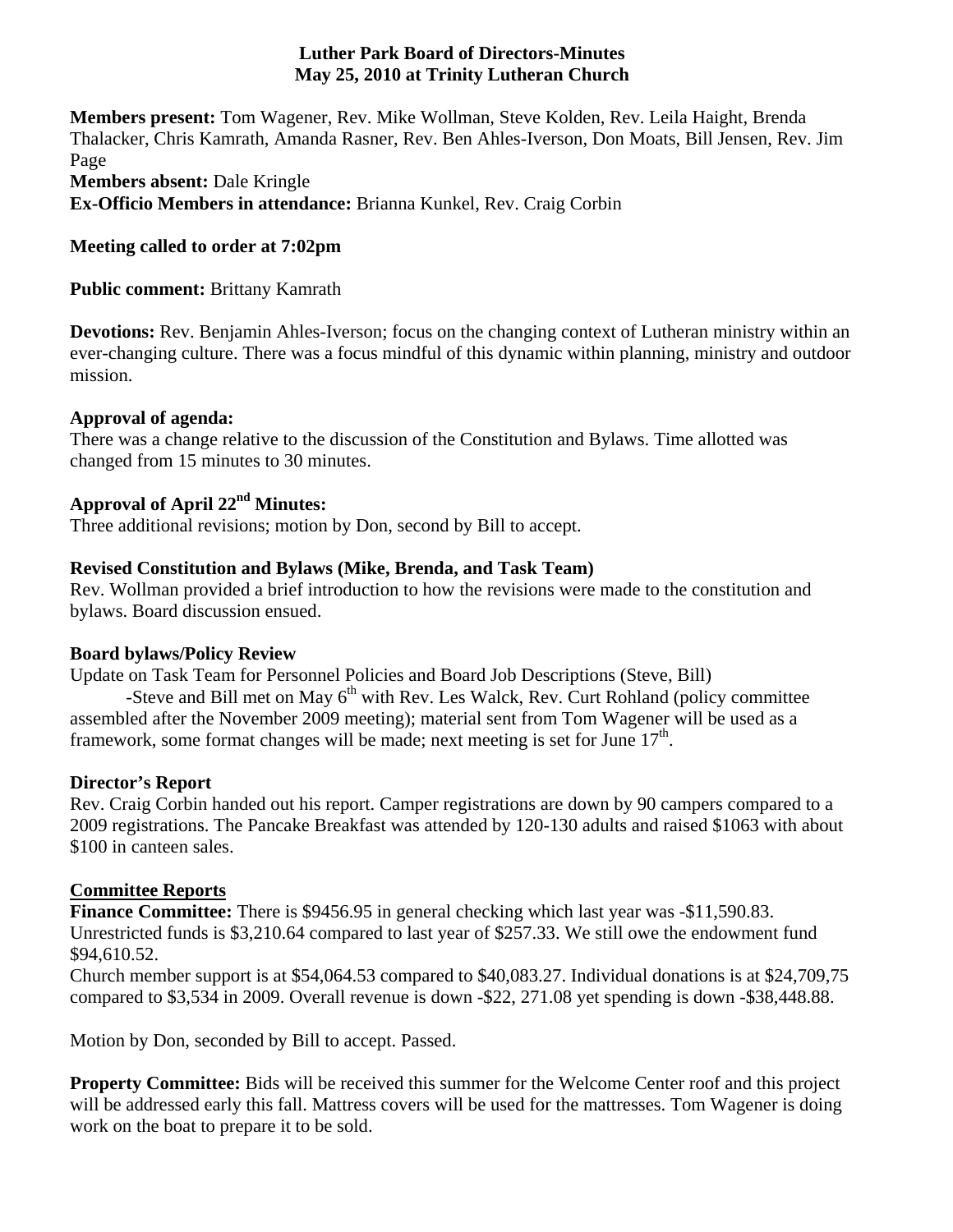# Luther Park Board of Directors-Minutes
## May 25, 2010 at Trinity Lutheran Church

**Members present:** Tom Wagener, Rev. Mike Wollman, Steve Kolden, Rev. Leila Haight, Brenda Thalacker, Chris Kamrath, Amanda Rasner, Rev. Ben Ahles-Iverson, Don Moats, Bill Jensen, Rev. Jim Page
**Members absent:** Dale Kringle
**Ex-Officio Members in attendance:** Brianna Kunkel, Rev. Craig Corbin

**Meeting called to order at 7:02pm**

**Public comment:** Brittany Kamrath

**Devotions:** Rev. Benjamin Ahles-Iverson; focus on the changing context of Lutheran ministry within an ever-changing culture. There was a focus mindful of this dynamic within planning, ministry and outdoor mission.

**Approval of agenda:**
There was a change relative to the discussion of the Constitution and Bylaws. Time allotted was changed from 15 minutes to 30 minutes.

**Approval of April 22nd Minutes:**
Three additional revisions; motion by Don, second by Bill to accept.

**Revised Constitution and Bylaws (Mike, Brenda, and Task Team)**
Rev. Wollman provided a brief introduction to how the revisions were made to the constitution and bylaws. Board discussion ensued.

**Board bylaws/Policy Review**
Update on Task Team for Personnel Policies and Board Job Descriptions (Steve, Bill)
-Steve and Bill met on May 6th with Rev. Les Walck, Rev. Curt Rohland (policy committee assembled after the November 2009 meeting); material sent from Tom Wagener will be used as a framework, some format changes will be made; next meeting is set for June 17th.

**Director's Report**
Rev. Craig Corbin handed out his report. Camper registrations are down by 90 campers compared to a 2009 registrations. The Pancake Breakfast was attended by 120-130 adults and raised $1063 with about $100 in canteen sales.

**Committee Reports**

**Finance Committee:** There is $9456.95 in general checking which last year was -$11,590.83. Unrestricted funds is $3,210.64 compared to last year of $257.33. We still owe the endowment fund $94,610.52.
Church member support is at $54,064.53 compared to $40,083.27. Individual donations is at $24,709,75 compared to $3,534 in 2009. Overall revenue is down -$22, 271.08 yet spending is down -$38,448.88.

Motion by Don, seconded by Bill to accept. Passed.

**Property Committee:** Bids will be received this summer for the Welcome Center roof and this project will be addressed early this fall. Mattress covers will be used for the mattresses. Tom Wagener is doing work on the boat to prepare it to be sold.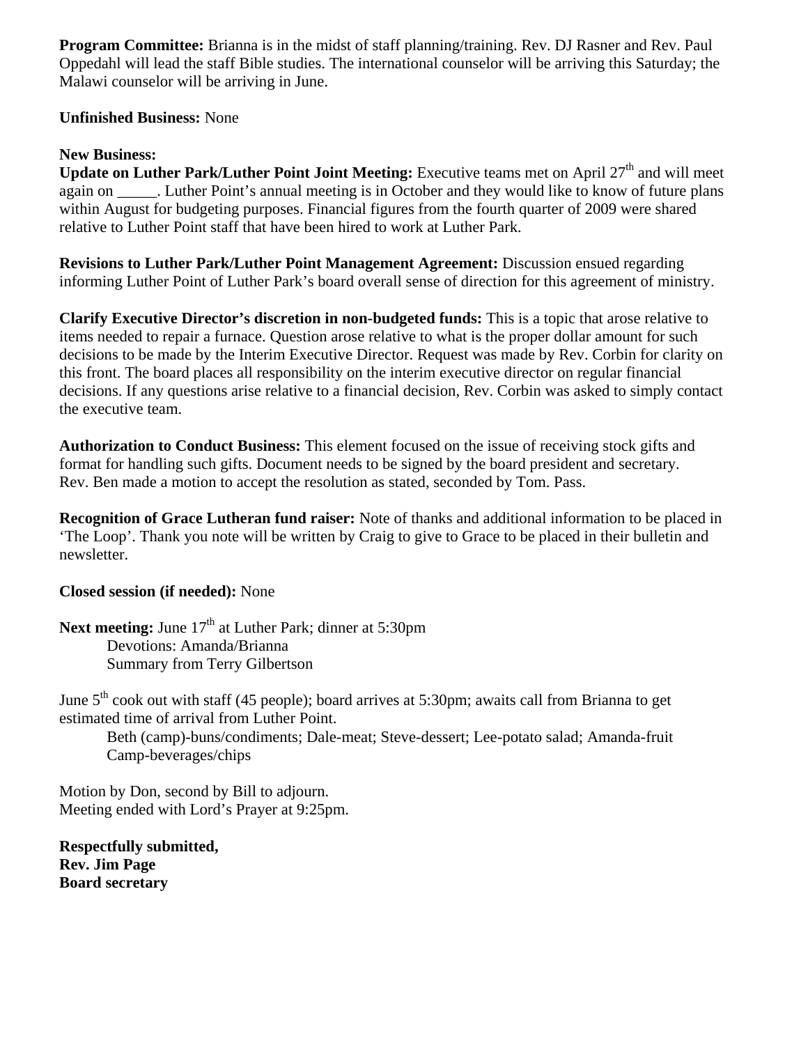**Program Committee:** Brianna is in the midst of staff planning/training. Rev. DJ Rasner and Rev. Paul Oppedahl will lead the staff Bible studies. The international counselor will be arriving this Saturday; the Malawi counselor will be arriving in June.

**Unfinished Business:** None

**New Business:**
**Update on Luther Park/Luther Point Joint Meeting:** Executive teams met on April 27th and will meet again on _____. Luther Point's annual meeting is in October and they would like to know of future plans within August for budgeting purposes. Financial figures from the fourth quarter of 2009 were shared relative to Luther Point staff that have been hired to work at Luther Park.

**Revisions to Luther Park/Luther Point Management Agreement:** Discussion ensued regarding informing Luther Point of Luther Park's board overall sense of direction for this agreement of ministry.

**Clarify Executive Director's discretion in non-budgeted funds:** This is a topic that arose relative to items needed to repair a furnace. Question arose relative to what is the proper dollar amount for such decisions to be made by the Interim Executive Director. Request was made by Rev. Corbin for clarity on this front. The board places all responsibility on the interim executive director on regular financial decisions. If any questions arise relative to a financial decision, Rev. Corbin was asked to simply contact the executive team.

**Authorization to Conduct Business:** This element focused on the issue of receiving stock gifts and format for handling such gifts. Document needs to be signed by the board president and secretary. Rev. Ben made a motion to accept the resolution as stated, seconded by Tom. Pass.

**Recognition of Grace Lutheran fund raiser:** Note of thanks and additional information to be placed in 'The Loop'. Thank you note will be written by Craig to give to Grace to be placed in their bulletin and newsletter.

**Closed session (if needed):** None

**Next meeting:** June 17th at Luther Park; dinner at 5:30pm
Devotions: Amanda/Brianna
Summary from Terry Gilbertson

June 5th cook out with staff (45 people); board arrives at 5:30pm; awaits call from Brianna to get estimated time of arrival from Luther Point.
Beth (camp)-buns/condiments; Dale-meat; Steve-dessert; Lee-potato salad; Amanda-fruit
Camp-beverages/chips

Motion by Don, second by Bill to adjourn.
Meeting ended with Lord's Prayer at 9:25pm.

**Respectfully submitted,**
**Rev. Jim Page**
**Board secretary**